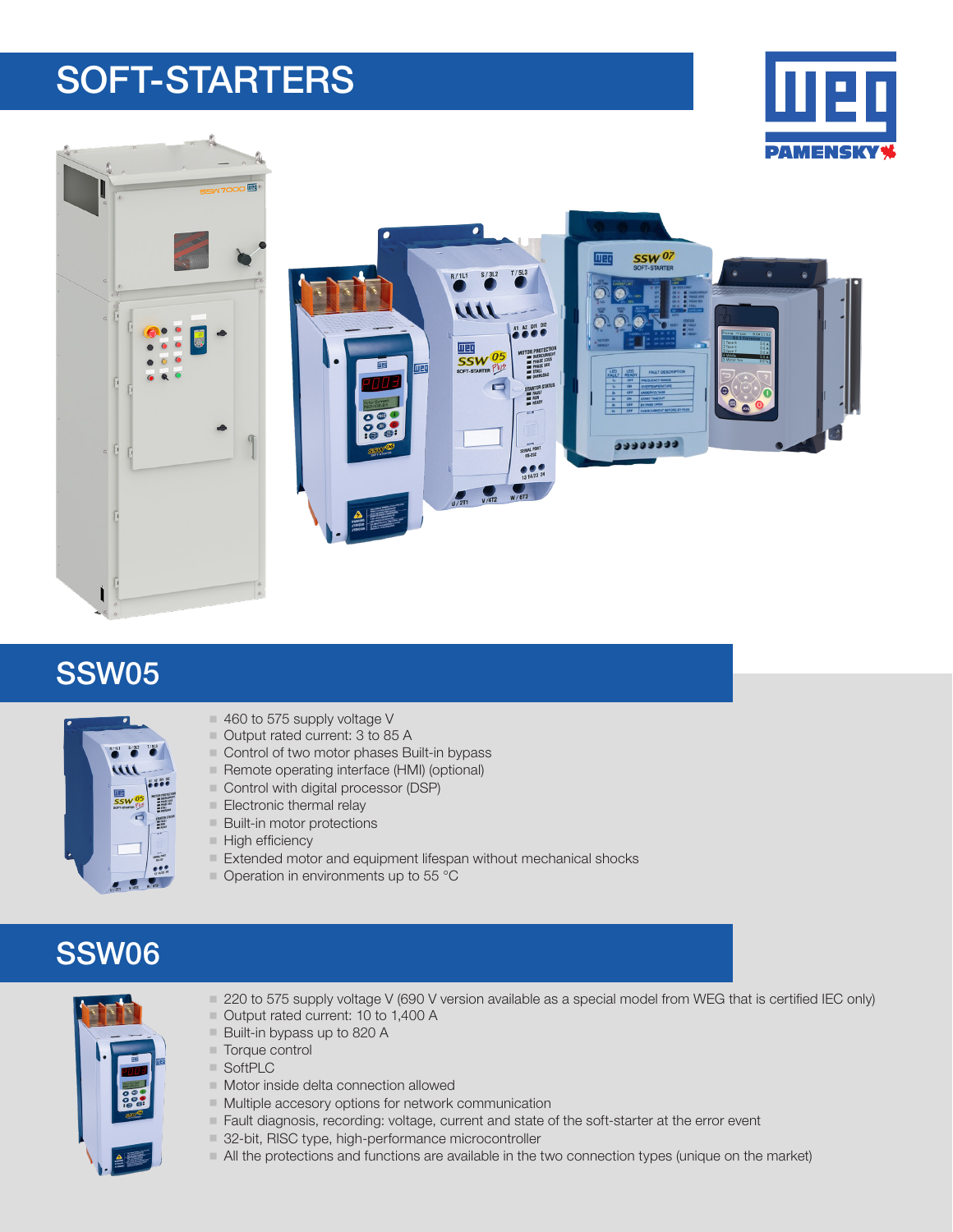# SOFT-STARTERS

## SSW05

- 460 to 575 supply voltage V
- Output rated current: 3 to 85 A
- Control of two motor phases Built-in bypass
- Remote operating interface (HMI) (optional)
- Control with digital processor (DSP)
- Electronic thermal relay
- Built-in motor protections
- High efficiency
- Extended motor and equipment lifespan without mechanical shocks
- Operation in environments up to 55 °C

## SSW06

- 220 to 575 supply voltage V (690 V version available as a special model from WEG that is certified IEC only)
- Output rated current: 10 to 1,400 A
- Built-in bypass up to 820 A
- Torque control
- SoftPLC
- Motor inside delta connection allowed
- Multiple accesory options for network communication
- Fault diagnosis, recording: voltage, current and state of the soft-starter at the error event
- 32-bit, RISC type, high-performance microcontroller
- All the protections and functions are available in the two connection types (unique on the market)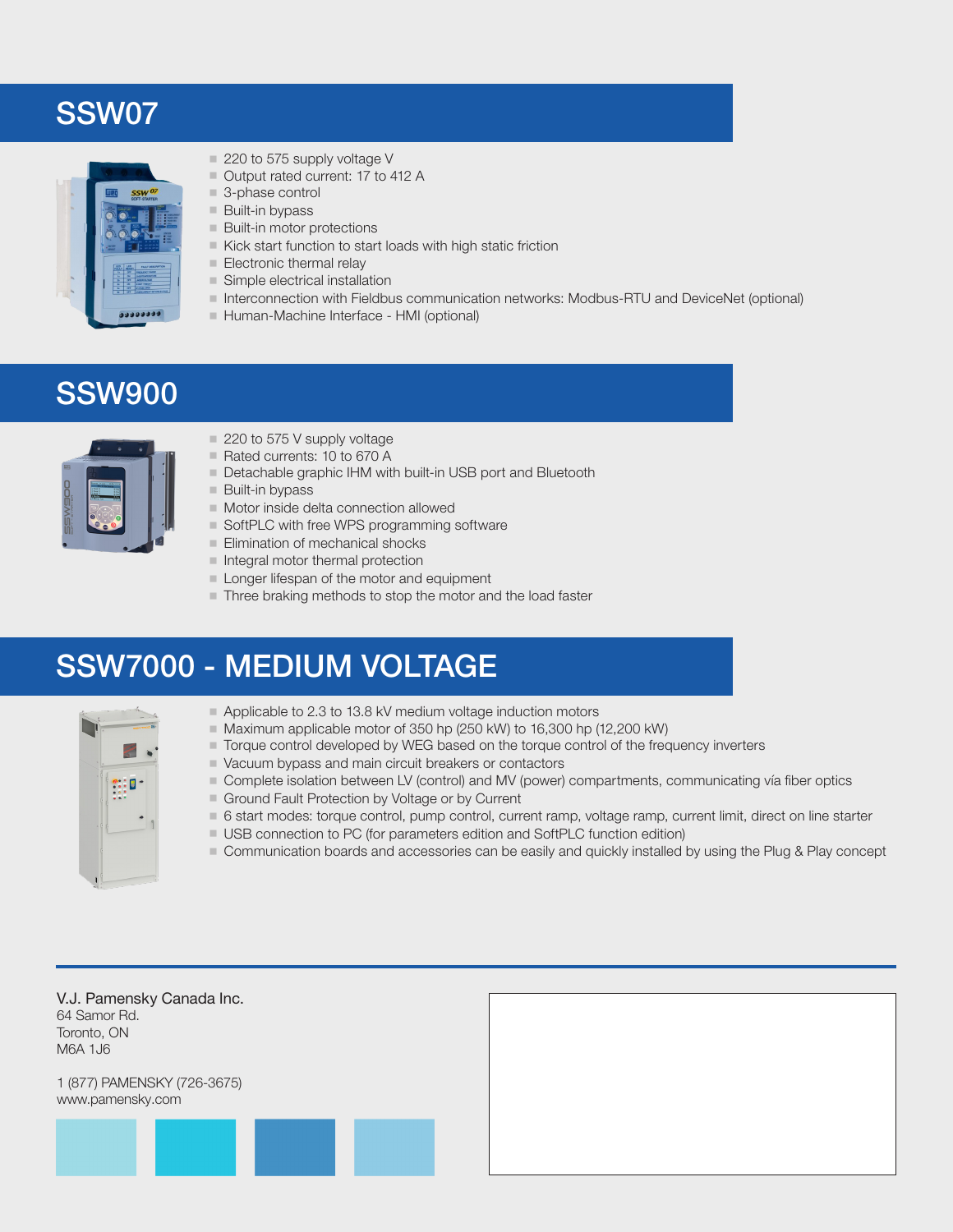## SSW07

- 220 to 575 supply voltage V
- Output rated current: 17 to 412 A
- 3-phase control
- Built-in bypass
- Built-in motor protections
- Kick start function to start loads with high static friction
- Electronic thermal relay
- Simple electrical installation
- Interconnection with Fieldbus communication networks: Modbus-RTU and DeviceNet (optional)
- Human-Machine Interface - HMI (optional)

## SSW900

- 220 to 575 V supply voltage
- Rated currents: 10 to 670 A
- Detachable graphic IHM with built-in USB port and Bluetooth
- Built-in bypass
- Motor inside delta connection allowed
- SoftPLC with free WPS programming software
- Elimination of mechanical shocks
- Integral motor thermal protection
- Longer lifespan of the motor and equipment
- Three braking methods to stop the motor and the load faster

## SSW7000 - MEDIUM VOLTAGE

- Applicable to 2.3 to 13.8 kV medium voltage induction motors
- Maximum applicable motor of 350 hp (250 kW) to 16,300 hp (12,200 kW)
- Torque control developed by WEG based on the torque control of the frequency inverters
- Vacuum bypass and main circuit breakers or contactors
- Complete isolation between LV (control) and MV (power) compartments, communicating vía fiber optics
- Ground Fault Protection by Voltage or by Current
- 6 start modes: torque control, pump control, current ramp, voltage ramp, current limit, direct on line starter
- USB connection to PC (for parameters edition and SoftPLC function edition)
- Communication boards and accessories can be easily and quickly installed by using the Plug & Play concept

V.J. Pamensky Canada Inc.
64 Samor Rd.
Toronto, ON
M6A 1J6

1 (877) PAMENSKY (726-3675)
www.pamensky.com